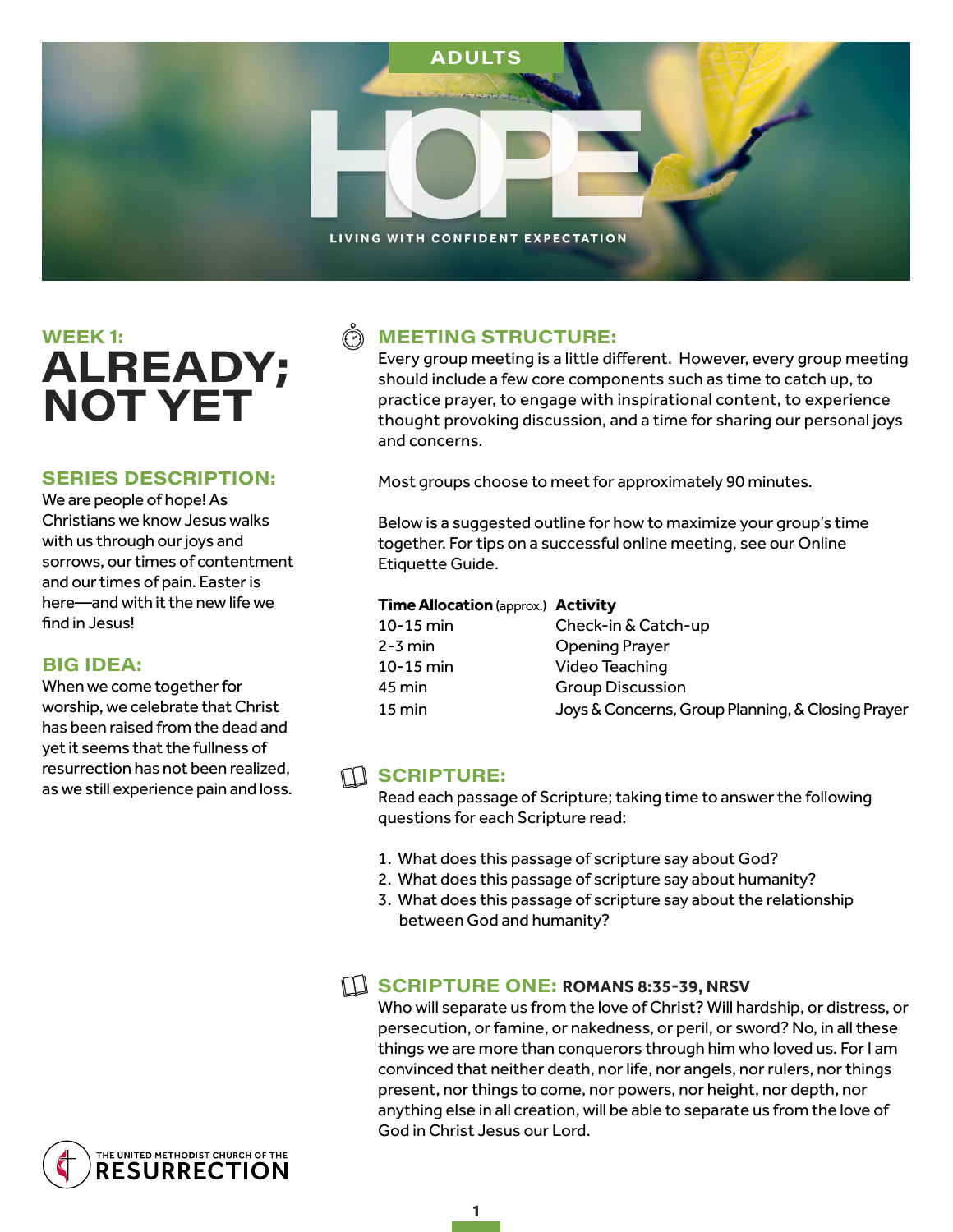ADULTS

# HOPE

LIVING WITH CONFIDENT EXPECTATION

## WEEK 1: ALREADY; NOT YET

### SERIES DESCRIPTION:

We are people of hope! As Christians we know Jesus walks with us through our joys and sorrows, our times of contentment and our times of pain. Easter is here—and with it the new life we find in Jesus!

### BIG IDEA:

When we come together for worship, we celebrate that Christ has been raised from the dead and yet it seems that the fullness of resurrection has not been realized, as we still experience pain and loss.

### MEETING STRUCTURE:

Every group meeting is a little different. However, every group meeting should include a few core components such as time to catch up, to practice prayer, to engage with inspirational content, to experience thought provoking discussion, and a time for sharing our personal joys and concerns.

Most groups choose to meet for approximately 90 minutes.

Below is a suggested outline for how to maximize your group's time together. For tips on a successful online meeting, see our Online Etiquette Guide.

| **Time Allocation** (approx.) | **Activity** |
|---|---|
| 10-15 min | Check-in & Catch-up |
| 2-3 min | Opening Prayer |
| 10-15 min | Video Teaching |
| 45 min | Group Discussion |
| 15 min | Joys & Concerns, Group Planning, & Closing Prayer |

### SCRIPTURE:

Read each passage of Scripture; taking time to answer the following questions for each Scripture read:

1. What does this passage of scripture say about God?
2. What does this passage of scripture say about humanity?
3. What does this passage of scripture say about the relationship between God and humanity?

### SCRIPTURE ONE: ROMANS 8:35-39, NRSV

Who will separate us from the love of Christ? Will hardship, or distress, or persecution, or famine, or nakedness, or peril, or sword? No, in all these things we are more than conquerors through him who loved us. For I am convinced that neither death, nor life, nor angels, nor rulers, nor things present, nor things to come, nor powers, nor height, nor depth, nor anything else in all creation, will be able to separate us from the love of God in Christ Jesus our Lord.

THE UNITED METHODIST CHURCH OF THE RESURRECTION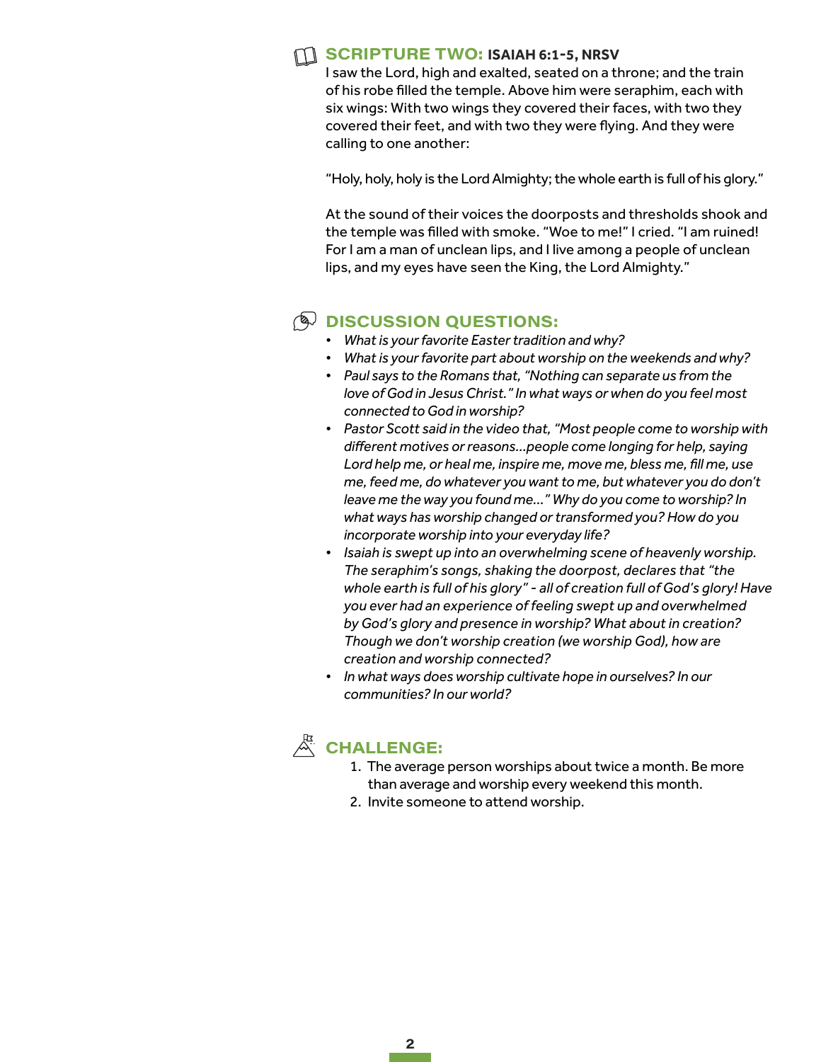## SCRIPTURE TWO: ISAIAH 6:1-5, NRSV

I saw the Lord, high and exalted, seated on a throne; and the train of his robe filled the temple. Above him were seraphim, each with six wings: With two wings they covered their faces, with two they covered their feet, and with two they were flying. And they were calling to one another:

"Holy, holy, holy is the Lord Almighty; the whole earth is full of his glory."

At the sound of their voices the doorposts and thresholds shook and the temple was filled with smoke. "Woe to me!" I cried. "I am ruined! For I am a man of unclean lips, and I live among a people of unclean lips, and my eyes have seen the King, the Lord Almighty."

## DISCUSSION QUESTIONS:

- *What is your favorite Easter tradition and why?*
- *What is your favorite part about worship on the weekends and why?*
- *Paul says to the Romans that, "Nothing can separate us from the love of God in Jesus Christ." In what ways or when do you feel most connected to God in worship?*
- *Pastor Scott said in the video that, "Most people come to worship with different motives or reasons...people come longing for help, saying Lord help me, or heal me, inspire me, move me, bless me, fill me, use me, feed me, do whatever you want to me, but whatever you do don't leave me the way you found me..." Why do you come to worship? In what ways has worship changed or transformed you? How do you incorporate worship into your everyday life?*
- *Isaiah is swept up into an overwhelming scene of heavenly worship. The seraphim's songs, shaking the doorpost, declares that "the whole earth is full of his glory" - all of creation full of God's glory! Have you ever had an experience of feeling swept up and overwhelmed by God's glory and presence in worship? What about in creation? Though we don't worship creation (we worship God), how are creation and worship connected?*
- *In what ways does worship cultivate hope in ourselves? In our communities? In our world?*

## CHALLENGE:

1. The average person worships about twice a month. Be more than average and worship every weekend this month.
2. Invite someone to attend worship.